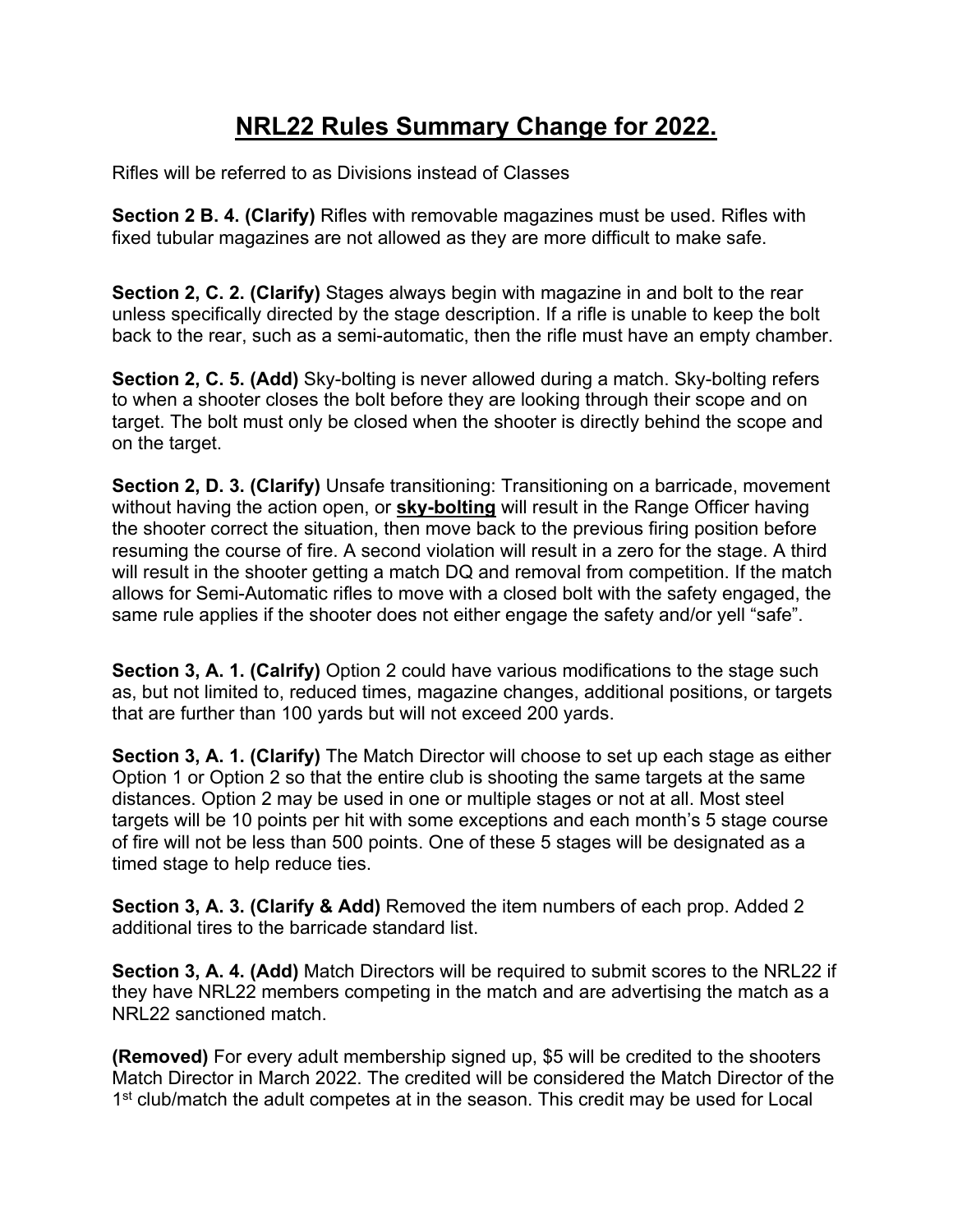# NRL22 Rules Summary Change for 2022.

Rifles will be referred to as Divisions instead of Classes

**Section 2 B. 4. (Clarify)** Rifles with removable magazines must be used. Rifles with fixed tubular magazines are not allowed as they are more difficult to make safe.

**Section 2, C. 2. (Clarify)** Stages always begin with magazine in and bolt to the rear unless specifically directed by the stage description. If a rifle is unable to keep the bolt back to the rear, such as a semi-automatic, then the rifle must have an empty chamber.

**Section 2, C. 5. (Add)** Sky-bolting is never allowed during a match. Sky-bolting refers to when a shooter closes the bolt before they are looking through their scope and on target. The bolt must only be closed when the shooter is directly behind the scope and on the target.

**Section 2, D. 3. (Clarify)** Unsafe transitioning: Transitioning on a barricade, movement without having the action open, or **sky-bolting** will result in the Range Officer having the shooter correct the situation, then move back to the previous firing position before resuming the course of fire. A second violation will result in a zero for the stage. A third will result in the shooter getting a match DQ and removal from competition. If the match allows for Semi-Automatic rifles to move with a closed bolt with the safety engaged, the same rule applies if the shooter does not either engage the safety and/or yell "safe".

**Section 3, A. 1. (Calrify)** Option 2 could have various modifications to the stage such as, but not limited to, reduced times, magazine changes, additional positions, or targets that are further than 100 yards but will not exceed 200 yards.

**Section 3, A. 1. (Clarify)** The Match Director will choose to set up each stage as either Option 1 or Option 2 so that the entire club is shooting the same targets at the same distances. Option 2 may be used in one or multiple stages or not at all. Most steel targets will be 10 points per hit with some exceptions and each month's 5 stage course of fire will not be less than 500 points. One of these 5 stages will be designated as a timed stage to help reduce ties.

**Section 3, A. 3. (Clarify & Add)** Removed the item numbers of each prop. Added 2 additional tires to the barricade standard list.

**Section 3, A. 4. (Add)** Match Directors will be required to submit scores to the NRL22 if they have NRL22 members competing in the match and are advertising the match as a NRL22 sanctioned match.

**(Removed)** For every adult membership signed up, $5 will be credited to the shooters Match Director in March 2022. The credited will be considered the Match Director of the 1st club/match the adult competes at in the season. This credit may be used for Local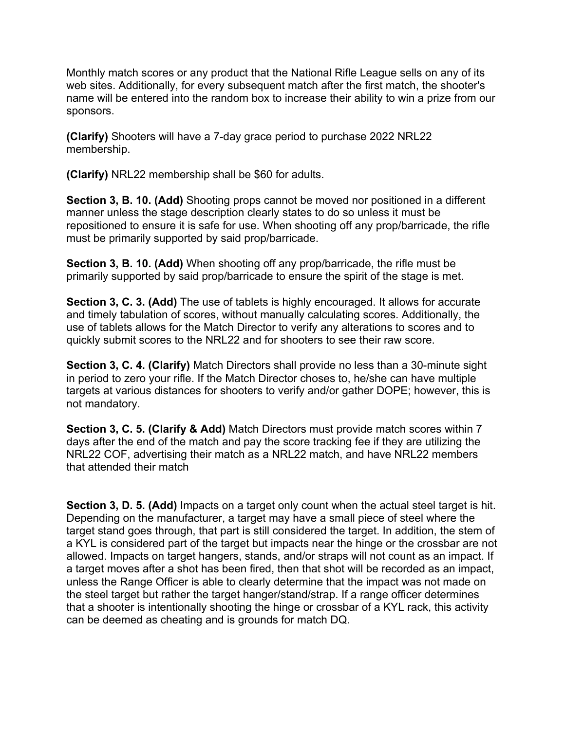Monthly match scores or any product that the National Rifle League sells on any of its web sites. Additionally, for every subsequent match after the first match, the shooter's name will be entered into the random box to increase their ability to win a prize from our sponsors.

**(Clarify)** Shooters will have a 7-day grace period to purchase 2022 NRL22 membership.

**(Clarify)** NRL22 membership shall be $60 for adults.

**Section 3, B. 10. (Add)** Shooting props cannot be moved nor positioned in a different manner unless the stage description clearly states to do so unless it must be repositioned to ensure it is safe for use. When shooting off any prop/barricade, the rifle must be primarily supported by said prop/barricade.

**Section 3, B. 10. (Add)** When shooting off any prop/barricade, the rifle must be primarily supported by said prop/barricade to ensure the spirit of the stage is met.

**Section 3, C. 3. (Add)** The use of tablets is highly encouraged. It allows for accurate and timely tabulation of scores, without manually calculating scores. Additionally, the use of tablets allows for the Match Director to verify any alterations to scores and to quickly submit scores to the NRL22 and for shooters to see their raw score.

**Section 3, C. 4. (Clarify)** Match Directors shall provide no less than a 30-minute sight in period to zero your rifle. If the Match Director choses to, he/she can have multiple targets at various distances for shooters to verify and/or gather DOPE; however, this is not mandatory.

**Section 3, C. 5. (Clarify & Add)** Match Directors must provide match scores within 7 days after the end of the match and pay the score tracking fee if they are utilizing the NRL22 COF, advertising their match as a NRL22 match, and have NRL22 members that attended their match

**Section 3, D. 5. (Add)** Impacts on a target only count when the actual steel target is hit. Depending on the manufacturer, a target may have a small piece of steel where the target stand goes through, that part is still considered the target. In addition, the stem of a KYL is considered part of the target but impacts near the hinge or the crossbar are not allowed. Impacts on target hangers, stands, and/or straps will not count as an impact. If a target moves after a shot has been fired, then that shot will be recorded as an impact, unless the Range Officer is able to clearly determine that the impact was not made on the steel target but rather the target hanger/stand/strap. If a range officer determines that a shooter is intentionally shooting the hinge or crossbar of a KYL rack, this activity can be deemed as cheating and is grounds for match DQ.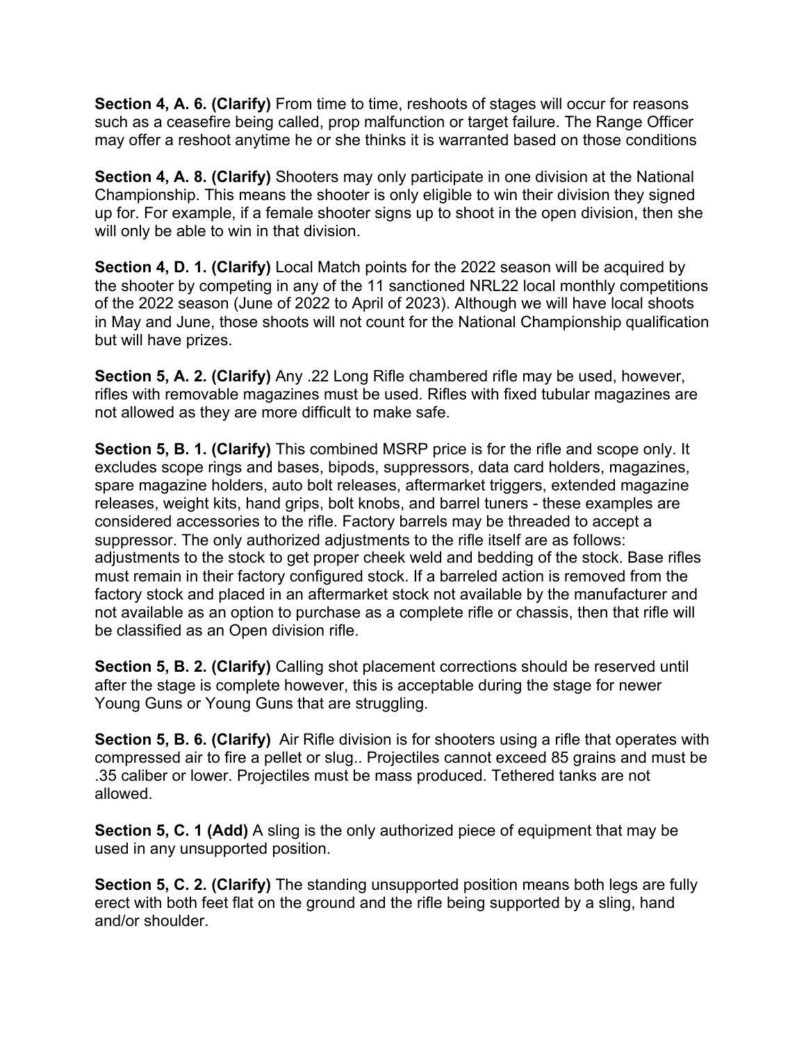**Section 4, A. 6. (Clarify)** From time to time, reshoots of stages will occur for reasons such as a ceasefire being called, prop malfunction or target failure. The Range Officer may offer a reshoot anytime he or she thinks it is warranted based on those conditions

**Section 4, A. 8. (Clarify)** Shooters may only participate in one division at the National Championship. This means the shooter is only eligible to win their division they signed up for. For example, if a female shooter signs up to shoot in the open division, then she will only be able to win in that division.

**Section 4, D. 1. (Clarify)** Local Match points for the 2022 season will be acquired by the shooter by competing in any of the 11 sanctioned NRL22 local monthly competitions of the 2022 season (June of 2022 to April of 2023). Although we will have local shoots in May and June, those shoots will not count for the National Championship qualification but will have prizes.

**Section 5, A. 2. (Clarify)** Any .22 Long Rifle chambered rifle may be used, however, rifles with removable magazines must be used. Rifles with fixed tubular magazines are not allowed as they are more difficult to make safe.

**Section 5, B. 1. (Clarify)** This combined MSRP price is for the rifle and scope only. It excludes scope rings and bases, bipods, suppressors, data card holders, magazines, spare magazine holders, auto bolt releases, aftermarket triggers, extended magazine releases, weight kits, hand grips, bolt knobs, and barrel tuners - these examples are considered accessories to the rifle. Factory barrels may be threaded to accept a suppressor. The only authorized adjustments to the rifle itself are as follows: adjustments to the stock to get proper cheek weld and bedding of the stock. Base rifles must remain in their factory configured stock. If a barreled action is removed from the factory stock and placed in an aftermarket stock not available by the manufacturer and not available as an option to purchase as a complete rifle or chassis, then that rifle will be classified as an Open division rifle.

**Section 5, B. 2. (Clarify)** Calling shot placement corrections should be reserved until after the stage is complete however, this is acceptable during the stage for newer Young Guns or Young Guns that are struggling.

**Section 5, B. 6. (Clarify)** Air Rifle division is for shooters using a rifle that operates with compressed air to fire a pellet or slug.. Projectiles cannot exceed 85 grains and must be .35 caliber or lower. Projectiles must be mass produced. Tethered tanks are not allowed.

**Section 5, C. 1 (Add)** A sling is the only authorized piece of equipment that may be used in any unsupported position.

**Section 5, C. 2. (Clarify)** The standing unsupported position means both legs are fully erect with both feet flat on the ground and the rifle being supported by a sling, hand and/or shoulder.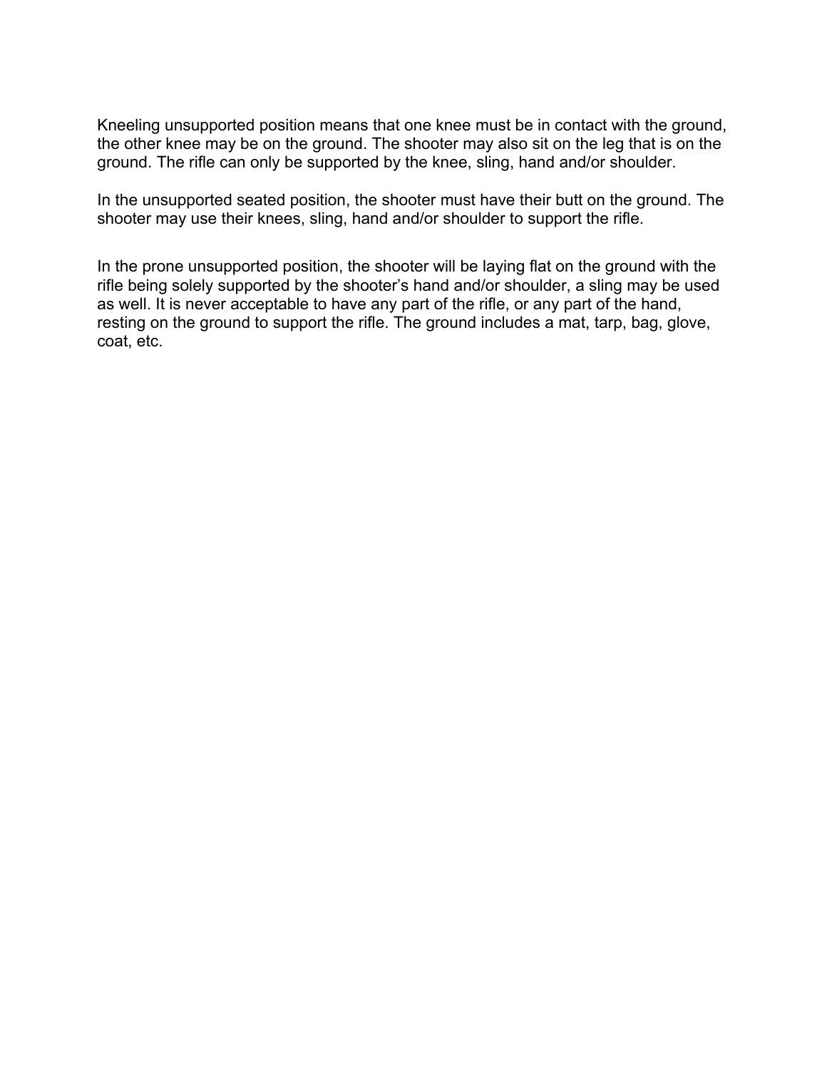Kneeling unsupported position means that one knee must be in contact with the ground, the other knee may be on the ground. The shooter may also sit on the leg that is on the ground. The rifle can only be supported by the knee, sling, hand and/or shoulder.

In the unsupported seated position, the shooter must have their butt on the ground. The shooter may use their knees, sling, hand and/or shoulder to support the rifle.

In the prone unsupported position, the shooter will be laying flat on the ground with the rifle being solely supported by the shooter's hand and/or shoulder, a sling may be used as well. It is never acceptable to have any part of the rifle, or any part of the hand, resting on the ground to support the rifle. The ground includes a mat, tarp, bag, glove, coat, etc.